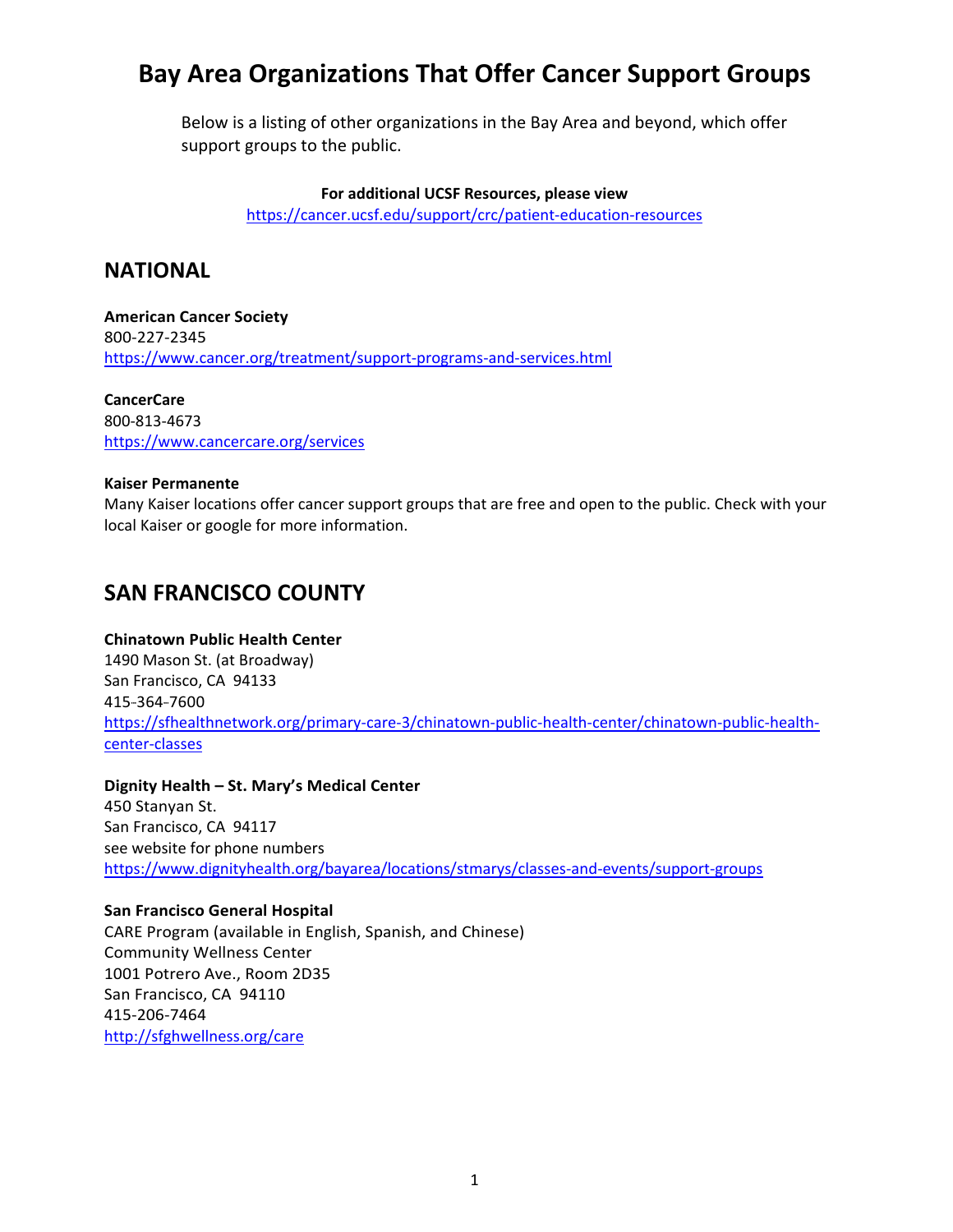# Bay Area Organizations That Offer Cancer Support Groups

Below is a listing of other organizations in the Bay Area and beyond, which offer support groups to the public.

**For additional UCSF Resources, please view**
https://cancer.ucsf.edu/support/crc/patient-education-resources

## NATIONAL

**American Cancer Society**
800-227-2345
https://www.cancer.org/treatment/support-programs-and-services.html

**CancerCare**
800-813-4673
https://www.cancercare.org/services

**Kaiser Permanente**
Many Kaiser locations offer cancer support groups that are free and open to the public. Check with your local Kaiser or google for more information.

## SAN FRANCISCO COUNTY

**Chinatown Public Health Center**
1490 Mason St. (at Broadway)
San Francisco, CA 94133
415-364-7600
https://sfhealthnetwork.org/primary-care-3/chinatown-public-health-center/chinatown-public-health-center-classes

**Dignity Health – St. Mary's Medical Center**
450 Stanyan St.
San Francisco, CA 94117
see website for phone numbers
https://www.dignityhealth.org/bayarea/locations/stmarys/classes-and-events/support-groups

**San Francisco General Hospital**
CARE Program (available in English, Spanish, and Chinese)
Community Wellness Center
1001 Potrero Ave., Room 2D35
San Francisco, CA 94110
415-206-7464
http://sfghwellness.org/care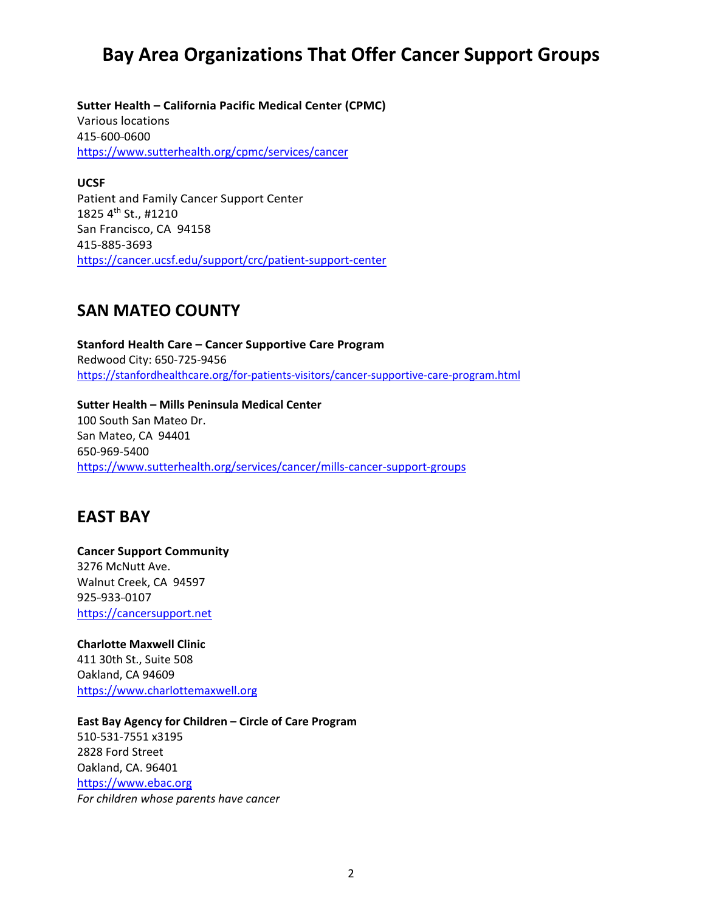# Bay Area Organizations That Offer Cancer Support Groups

**Sutter Health – California Pacific Medical Center (CPMC)**
Various locations
415-600-0600
https://www.sutterhealth.org/cpmc/services/cancer

**UCSF**
Patient and Family Cancer Support Center
1825 4th St., #1210
San Francisco, CA 94158
415-885-3693
https://cancer.ucsf.edu/support/crc/patient-support-center

## SAN MATEO COUNTY

**Stanford Health Care – Cancer Supportive Care Program**
Redwood City: 650-725-9456
https://stanfordhealthcare.org/for-patients-visitors/cancer-supportive-care-program.html

**Sutter Health – Mills Peninsula Medical Center**
100 South San Mateo Dr.
San Mateo, CA 94401
650-969-5400
https://www.sutterhealth.org/services/cancer/mills-cancer-support-groups

## EAST BAY

**Cancer Support Community**
3276 McNutt Ave.
Walnut Creek, CA 94597
925-933-0107
https://cancersupport.net

**Charlotte Maxwell Clinic**
411 30th St., Suite 508
Oakland, CA 94609
https://www.charlottemaxwell.org

**East Bay Agency for Children – Circle of Care Program**
510-531-7551 x3195
2828 Ford Street
Oakland, CA. 96401
https://www.ebac.org
*For children whose parents have cancer*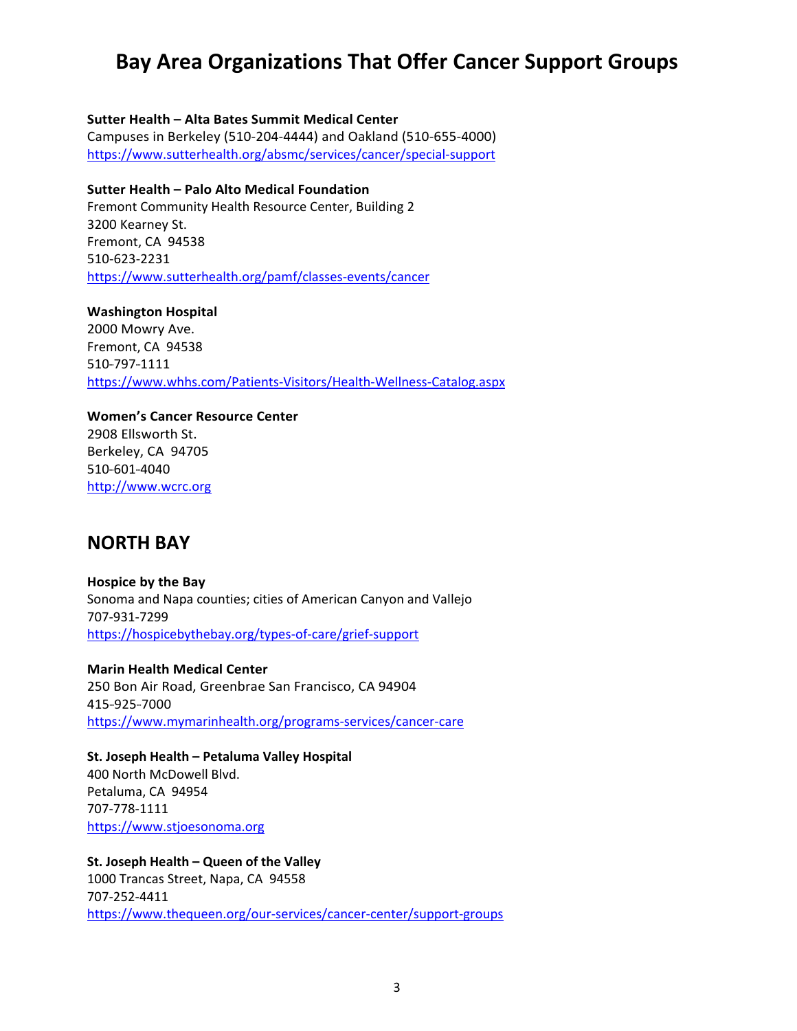# Bay Area Organizations That Offer Cancer Support Groups

**Sutter Health – Alta Bates Summit Medical Center**
Campuses in Berkeley (510-204-4444) and Oakland (510-655-4000)
https://www.sutterhealth.org/absmc/services/cancer/special-support

**Sutter Health – Palo Alto Medical Foundation**
Fremont Community Health Resource Center, Building 2
3200 Kearney St.
Fremont, CA 94538
510-623-2231
https://www.sutterhealth.org/pamf/classes-events/cancer

**Washington Hospital**
2000 Mowry Ave.
Fremont, CA 94538
510-797-1111
https://www.whhs.com/Patients-Visitors/Health-Wellness-Catalog.aspx

**Women's Cancer Resource Center**
2908 Ellsworth St.
Berkeley, CA 94705
510-601-4040
http://www.wcrc.org

## NORTH BAY

**Hospice by the Bay**
Sonoma and Napa counties; cities of American Canyon and Vallejo
707-931-7299
https://hospicebythebay.org/types-of-care/grief-support

**Marin Health Medical Center**
250 Bon Air Road, Greenbrae San Francisco, CA 94904
415-925-7000
https://www.mymarinhealth.org/programs-services/cancer-care

**St. Joseph Health – Petaluma Valley Hospital**
400 North McDowell Blvd.
Petaluma, CA 94954
707-778-1111
https://www.stjoesonoma.org

**St. Joseph Health – Queen of the Valley**
1000 Trancas Street, Napa, CA 94558
707-252-4411
https://www.thequeen.org/our-services/cancer-center/support-groups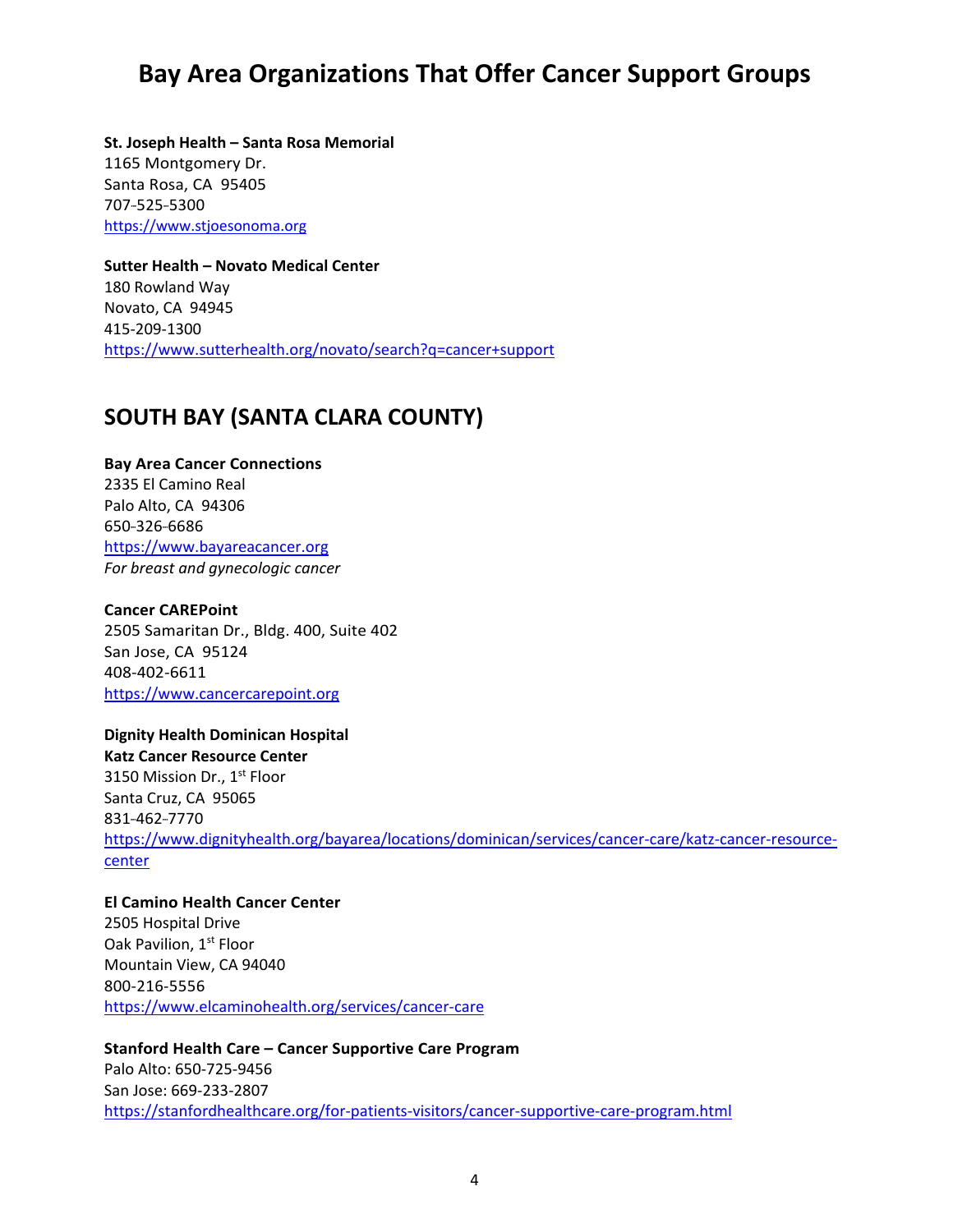# Bay Area Organizations That Offer Cancer Support Groups

**St. Joseph Health – Santa Rosa Memorial**
1165 Montgomery Dr.
Santa Rosa, CA 95405
707-525-5300
https://www.stjoesonoma.org

**Sutter Health – Novato Medical Center**
180 Rowland Way
Novato, CA 94945
415-209-1300
https://www.sutterhealth.org/novato/search?q=cancer+support

## SOUTH BAY (SANTA CLARA COUNTY)

**Bay Area Cancer Connections**
2335 El Camino Real
Palo Alto, CA 94306
650-326-6686
https://www.bayareacancer.org
*For breast and gynecologic cancer*

**Cancer CAREPoint**
2505 Samaritan Dr., Bldg. 400, Suite 402
San Jose, CA 95124
408-402-6611
https://www.cancercarepoint.org

**Dignity Health Dominican Hospital**
**Katz Cancer Resource Center**
3150 Mission Dr., 1st Floor
Santa Cruz, CA 95065
831-462-7770
https://www.dignityhealth.org/bayarea/locations/dominican/services/cancer-care/katz-cancer-resource-center

**El Camino Health Cancer Center**
2505 Hospital Drive
Oak Pavilion, 1st Floor
Mountain View, CA 94040
800-216-5556
https://www.elcaminohealth.org/services/cancer-care

**Stanford Health Care – Cancer Supportive Care Program**
Palo Alto: 650-725-9456
San Jose: 669-233-2807
https://stanfordhealthcare.org/for-patients-visitors/cancer-supportive-care-program.html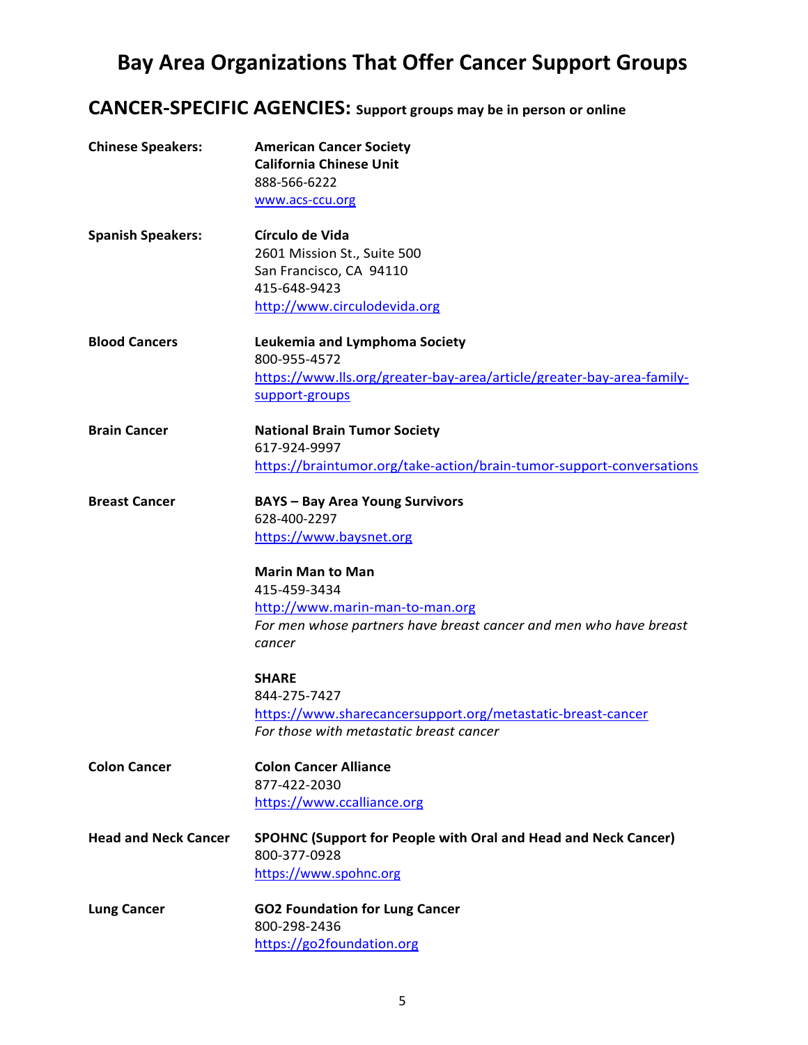# Bay Area Organizations That Offer Cancer Support Groups

## CANCER-SPECIFIC AGENCIES: Support groups may be in person or online

**Chinese Speakers:**

**American Cancer Society**
**California Chinese Unit**
888-566-6222
www.acs-ccu.org

**Spanish Speakers:**

**Círculo de Vida**
2601 Mission St., Suite 500
San Francisco, CA 94110
415-648-9423
http://www.circulodevida.org

**Blood Cancers**

**Leukemia and Lymphoma Society**
800-955-4572
https://www.lls.org/greater-bay-area/article/greater-bay-area-family-support-groups

**Brain Cancer**

**National Brain Tumor Society**
617-924-9997
https://braintumor.org/take-action/brain-tumor-support-conversations

**Breast Cancer**

**BAYS – Bay Area Young Survivors**
628-400-2297
https://www.baysnet.org

**Marin Man to Man**
415-459-3434
http://www.marin-man-to-man.org
*For men whose partners have breast cancer and men who have breast cancer*

**SHARE**
844-275-7427
https://www.sharecancersupport.org/metastatic-breast-cancer
*For those with metastatic breast cancer*

**Colon Cancer**

**Colon Cancer Alliance**
877-422-2030
https://www.ccalliance.org

**Head and Neck Cancer**

**SPOHNC (Support for People with Oral and Head and Neck Cancer)**
800-377-0928
https://www.spohnc.org

**Lung Cancer**

**GO2 Foundation for Lung Cancer**
800-298-2436
https://go2foundation.org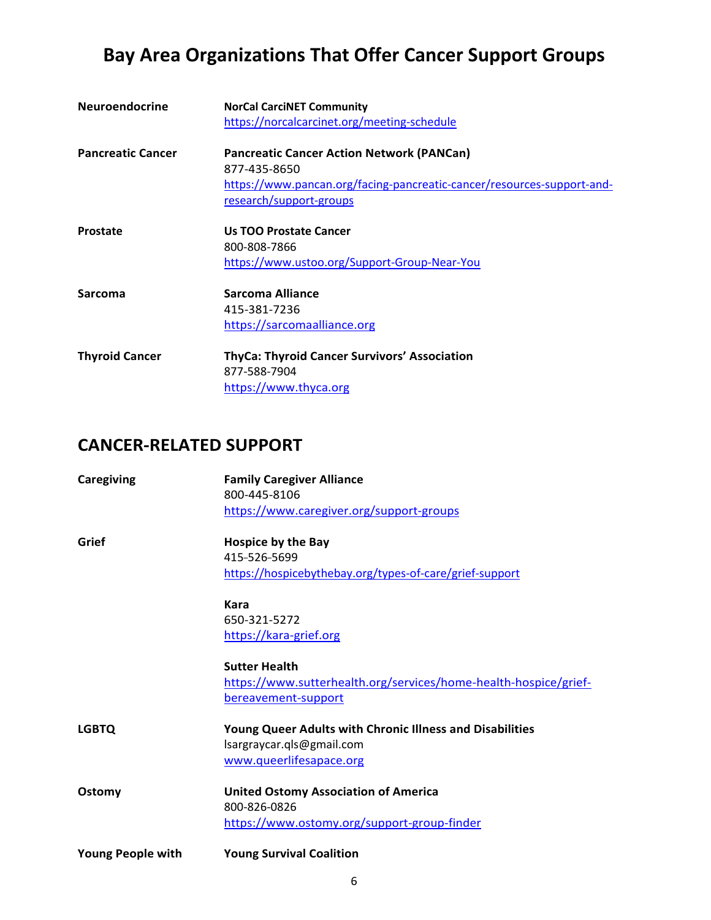# Bay Area Organizations That Offer Cancer Support Groups

**Neuroendocrine**

**NorCal CarciNET Community**
https://norcalcarcinet.org/meeting-schedule

**Pancreatic Cancer**

**Pancreatic Cancer Action Network (PANCan)**
877-435-8650
https://www.pancan.org/facing-pancreatic-cancer/resources-support-and-research/support-groups

**Prostate**

**Us TOO Prostate Cancer**
800-808-7866
https://www.ustoo.org/Support-Group-Near-You

**Sarcoma**

**Sarcoma Alliance**
415-381-7236
https://sarcomaalliance.org

**Thyroid Cancer**

**ThyCa: Thyroid Cancer Survivors' Association**
877-588-7904
https://www.thyca.org

## CANCER-RELATED SUPPORT

**Caregiving**

**Family Caregiver Alliance**
800-445-8106
https://www.caregiver.org/support-groups

**Grief**

**Hospice by the Bay**
415-526-5699
https://hospicebythebay.org/types-of-care/grief-support

**Kara**
650-321-5272
https://kara-grief.org

**Sutter Health**
https://www.sutterhealth.org/services/home-health-hospice/grief-bereavement-support

**LGBTQ**

**Young Queer Adults with Chronic Illness and Disabilities**
lsargraycar.qls@gmail.com
www.queerlifesapace.org

**Ostomy**

**United Ostomy Association of America**
800-826-0826
https://www.ostomy.org/support-group-finder

**Young People with**

**Young Survival Coalition**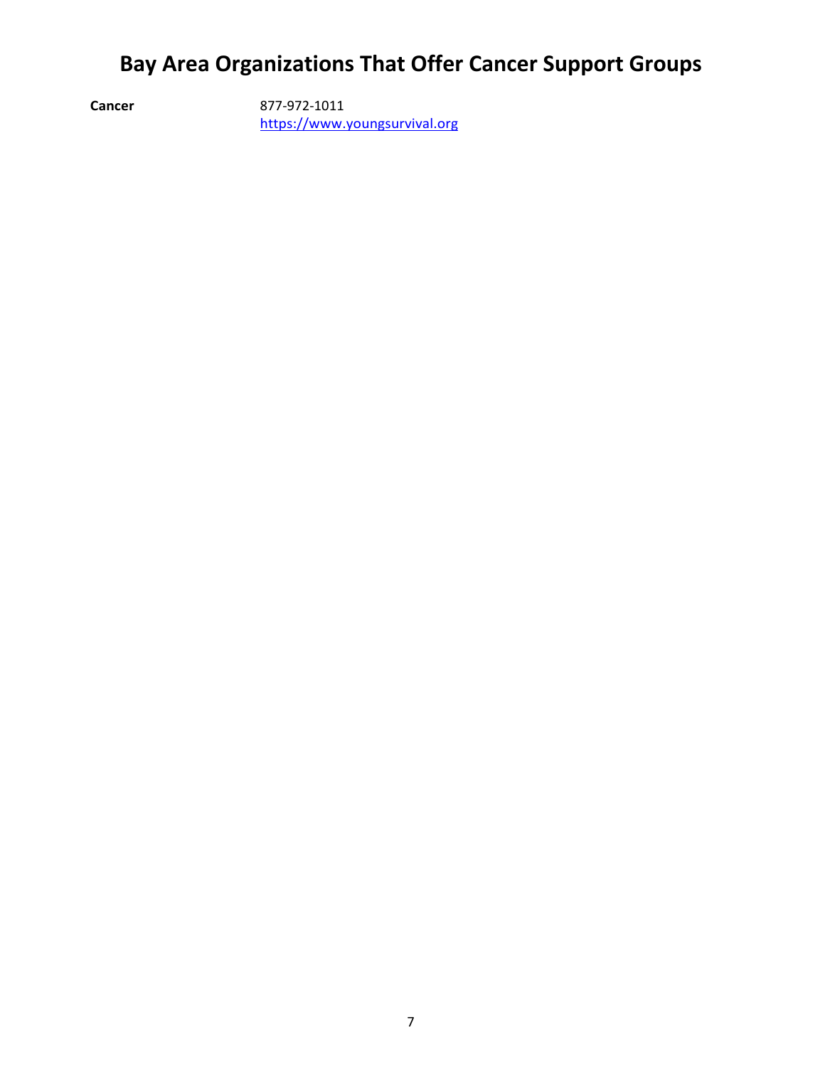# Bay Area Organizations That Offer Cancer Support Groups

| | |
|---|---|
| **Cancer** | 877-972-1011<br>https://www.youngsurvival.org |